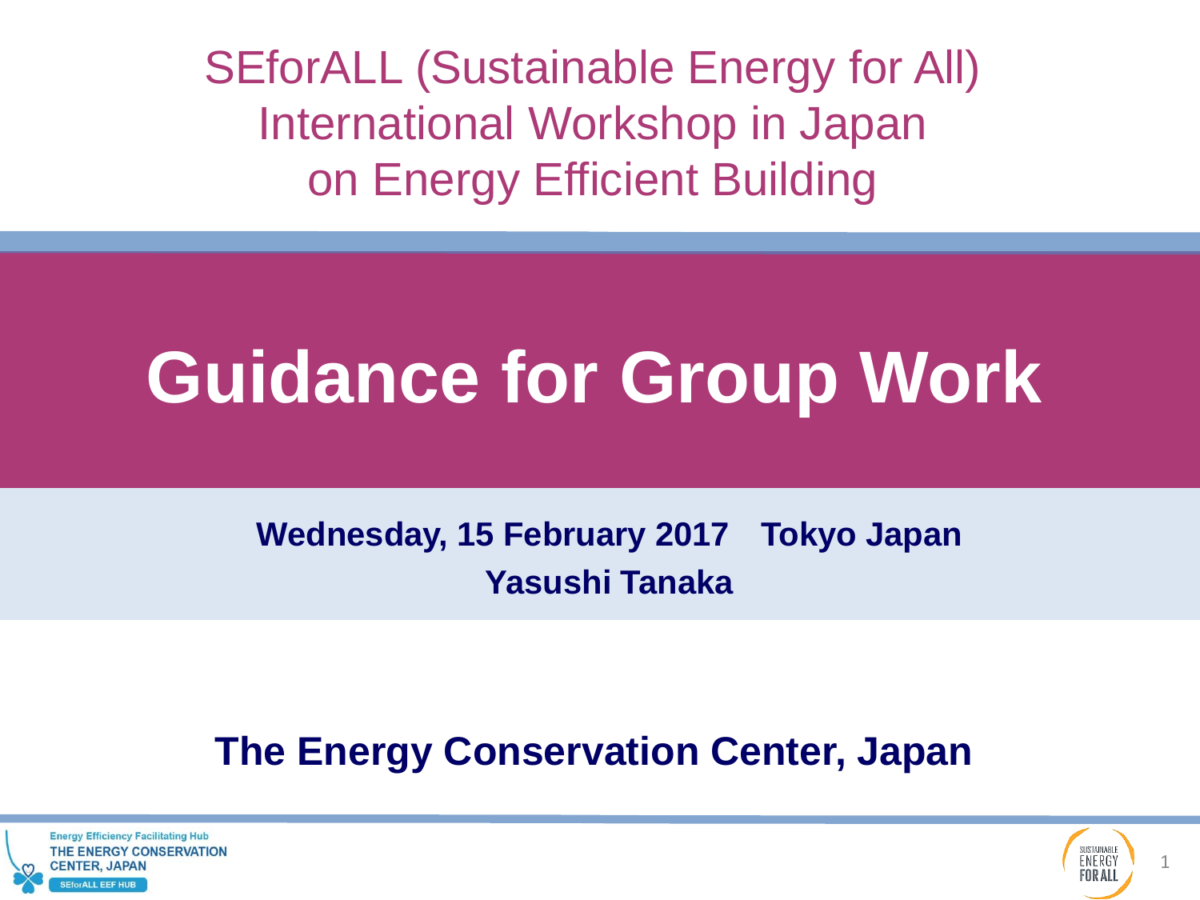SEforALL (Sustainable Energy for All)
International Workshop in Japan
on Energy Efficient Building

# Guidance for Group Work

**Wednesday, 15 February 2017　Tokyo Japan**
**Yasushi Tanaka**

**The Energy Conservation Center, Japan**

Energy Efficiency Facilitating Hub
THE ENERGY CONSERVATION CENTER, JAPAN
SEforALL EEF HUB

SUSTAINABLE ENERGY FOR ALL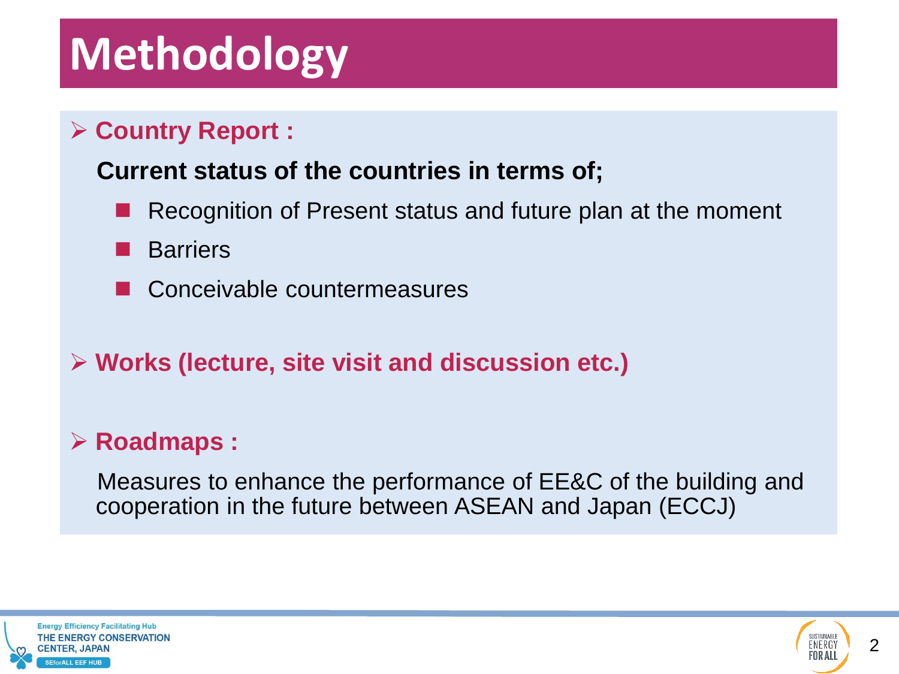# Methodology

- **Country Report :**

  **Current status of the countries in terms of;**

  - Recognition of Present status and future plan at the moment
  - Barriers
  - Conceivable countermeasures

- **Works (lecture, site visit and discussion etc.)**

- **Roadmaps :**

  Measures to enhance the performance of EE&C of the building and cooperation in the future between ASEAN and Japan (ECCJ)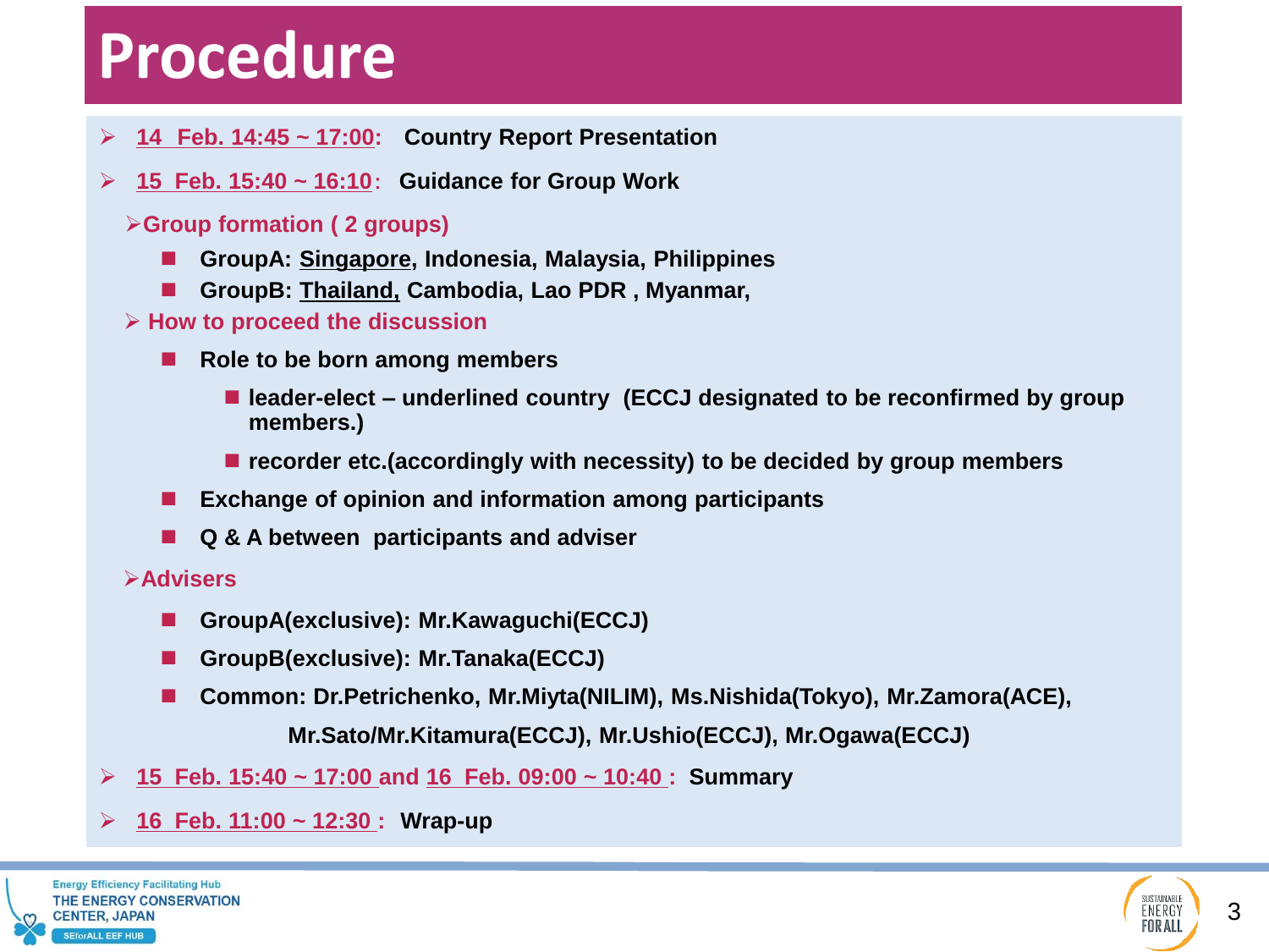# Procedure

- **14 Feb. 14:45 ~ 17:00: Country Report Presentation**
- **15 Feb. 15:40 ~ 16:10: Guidance for Group Work**
  - **Group formation ( 2 groups)**
    - **GroupA: <u>Singapore</u>, Indonesia, Malaysia, Philippines**
    - **GroupB: <u>Thailand,</u> Cambodia, Lao PDR , Myanmar,**
  - **How to proceed the discussion**
    - **Role to be born among members**
      - **leader-elect – underlined country (ECCJ designated to be reconfirmed by group members.)**
      - **recorder etc.(accordingly with necessity) to be decided by group members**
    - **Exchange of opinion and information among participants**
    - **Q & A between participants and adviser**
  - **Advisers**
    - **GroupA(exclusive): Mr.Kawaguchi(ECCJ)**
    - **GroupB(exclusive): Mr.Tanaka(ECCJ)**
    - **Common: Dr.Petrichenko, Mr.Miyta(NILIM), Ms.Nishida(Tokyo), Mr.Zamora(ACE), Mr.Sato/Mr.Kitamura(ECCJ), Mr.Ushio(ECCJ), Mr.Ogawa(ECCJ)**
- **15 Feb. 15:40 ~ 17:00 and 16 Feb. 09:00 ~ 10:40 : Summary**
- **16 Feb. 11:00 ~ 12:30 : Wrap-up**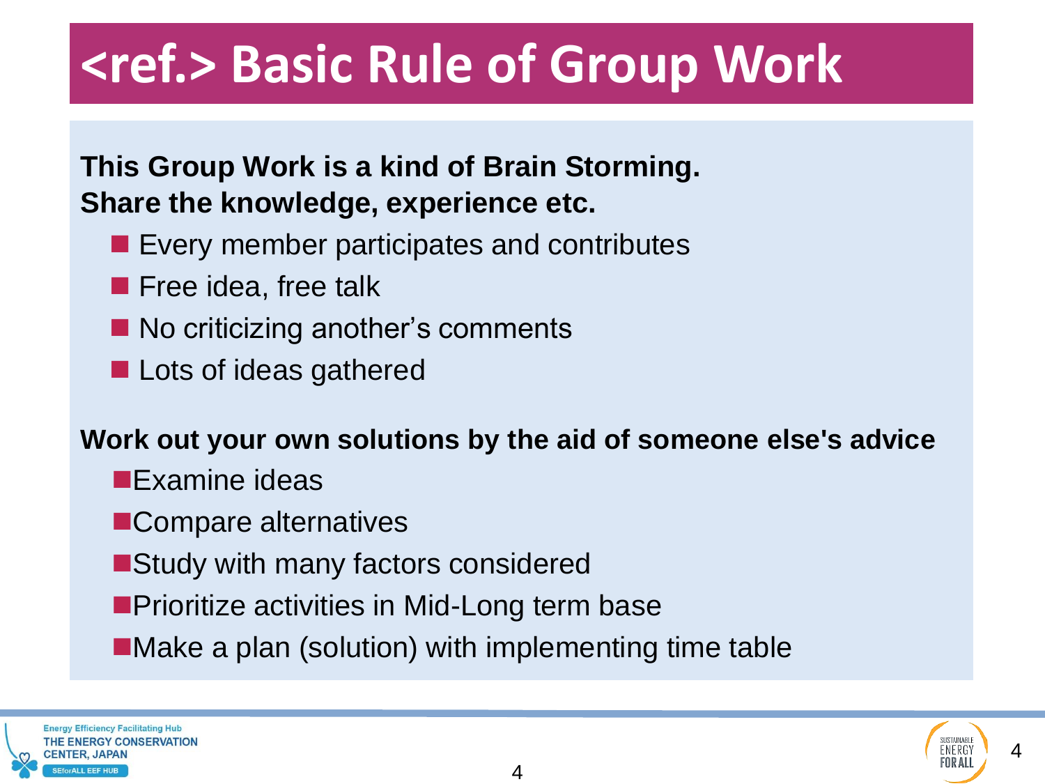# <ref.> Basic Rule of Group Work

**This Group Work is a kind of Brain Storming.**
**Share the knowledge, experience etc.**

- Every member participates and contributes
- Free idea, free talk
- No criticizing another's comments
- Lots of ideas gathered

**Work out your own solutions by the aid of someone else's advice**

- Examine ideas
- Compare alternatives
- Study with many factors considered
- Prioritize activities in Mid-Long term base
- Make a plan (solution) with implementing time table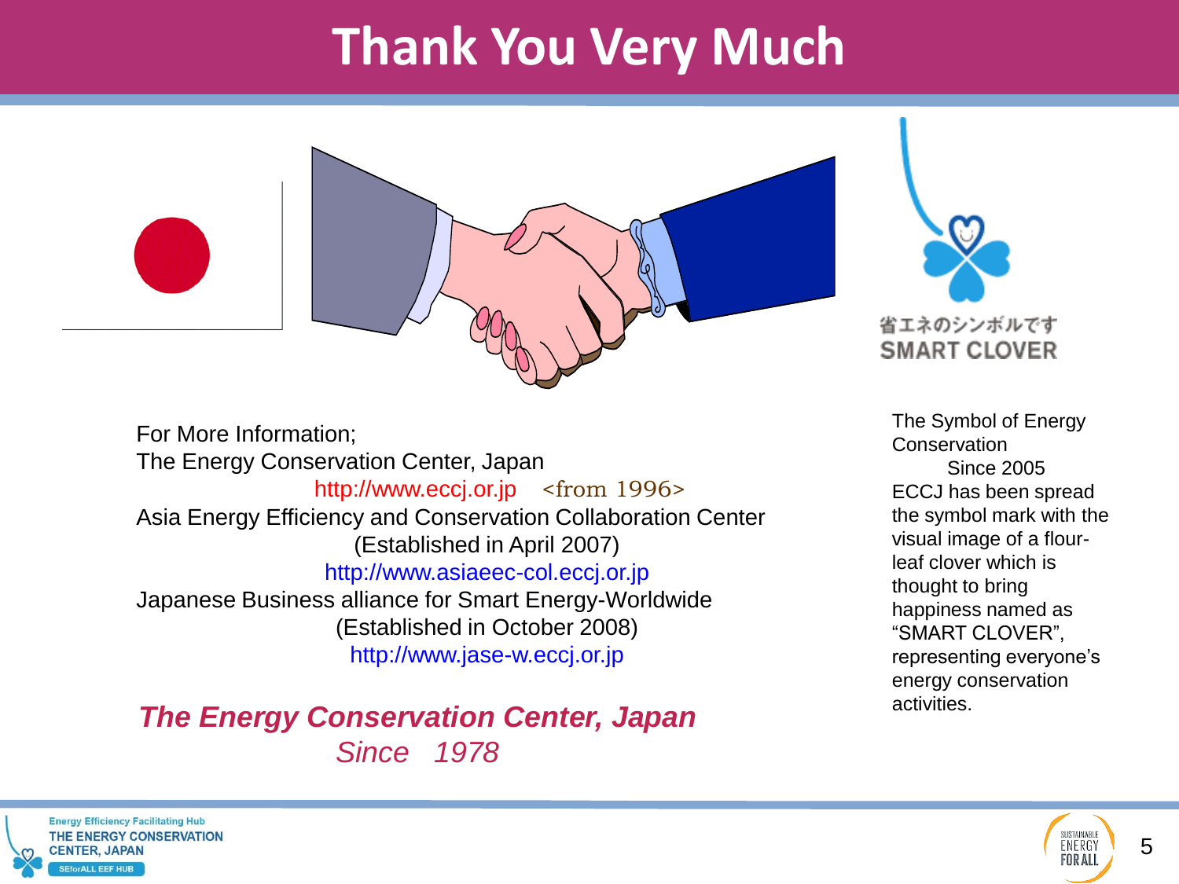# Thank You Very Much

省エネのシンボルです
SMART CLOVER

For More Information;
The Energy Conservation Center, Japan
http://www.eccj.or.jp <from 1996>
Asia Energy Efficiency and Conservation Collaboration Center
(Established in April 2007)
http://www.asiaeec-col.eccj.or.jp
Japanese Business alliance for Smart Energy-Worldwide
(Established in October 2008)
http://www.jase-w.eccj.or.jp

***The Energy Conservation Center, Japan***
*Since 1978*

The Symbol of Energy Conservation
Since 2005
ECCJ has been spread the symbol mark with the visual image of a flour-leaf clover which is thought to bring happiness named as "SMART CLOVER", representing everyone's energy conservation activities.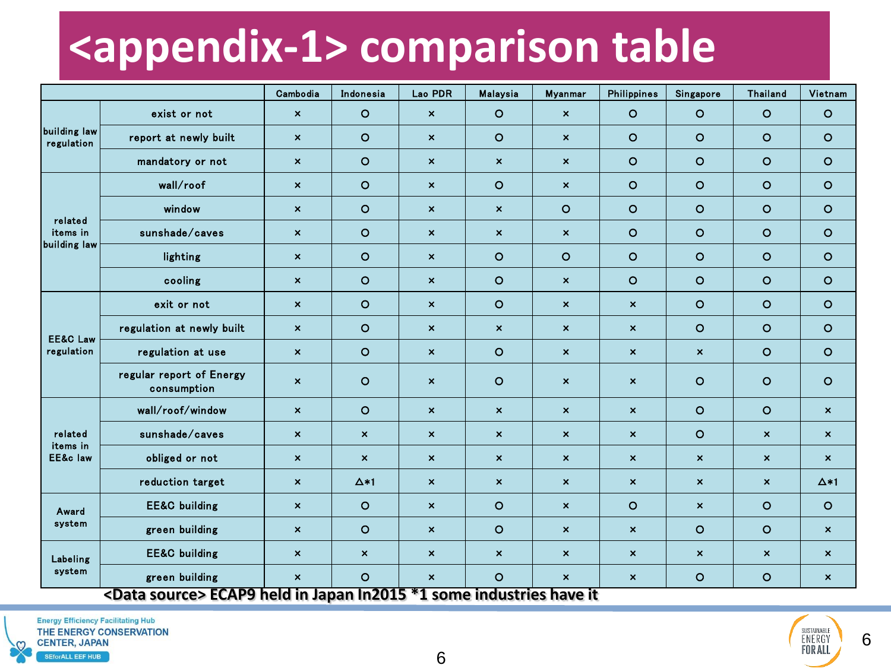# <appendix-1> comparison table

| | | Cambodia | Indonesia | Lao PDR | Malaysia | Myanmar | Philippines | Singapore | Thailand | Vietnam |
|---|---|---|---|---|---|---|---|---|---|---|
| building law regulation | exist or not | × | O | × | O | × | O | O | O | O |
| | report at newly built | × | O | × | O | × | O | O | O | O |
| | mandatory or not | × | O | × | × | × | O | O | O | O |
| related items in building law | wall/roof | × | O | × | O | × | O | O | O | O |
| | window | × | O | × | × | O | O | O | O | O |
| | sunshade/caves | × | O | × | × | × | O | O | O | O |
| | lighting | × | O | × | O | O | O | O | O | O |
| | cooling | × | O | × | O | × | O | O | O | O |
| EE&C Law regulation | exit or not | × | O | × | O | × | × | O | O | O |
| | regulation at newly built | × | O | × | × | × | × | O | O | O |
| | regulation at use | × | O | × | O | × | × | × | O | O |
| | regular report of Energy consumption | × | O | × | O | × | × | O | O | O |
| related items in EE&c law | wall/roof/window | × | O | × | × | × | × | O | O | × |
| | sunshade/caves | × | × | × | × | × | × | O | × | × |
| | obliged or not | × | × | × | × | × | × | × | × | × |
| | reduction target | × | △*1 | × | × | × | × | × | × | △*1 |
| Award system | EE&C building | × | O | × | O | × | O | × | O | O |
| | green building | × | O | × | O | × | × | O | O | × |
| Labeling system | EE&C building | × | × | × | × | × | × | × | × | × |
| | green building | × | O | × | O | × | × | O | O | × |

<Data source> ECAP9 held in Japan In2015 *1 some industries have it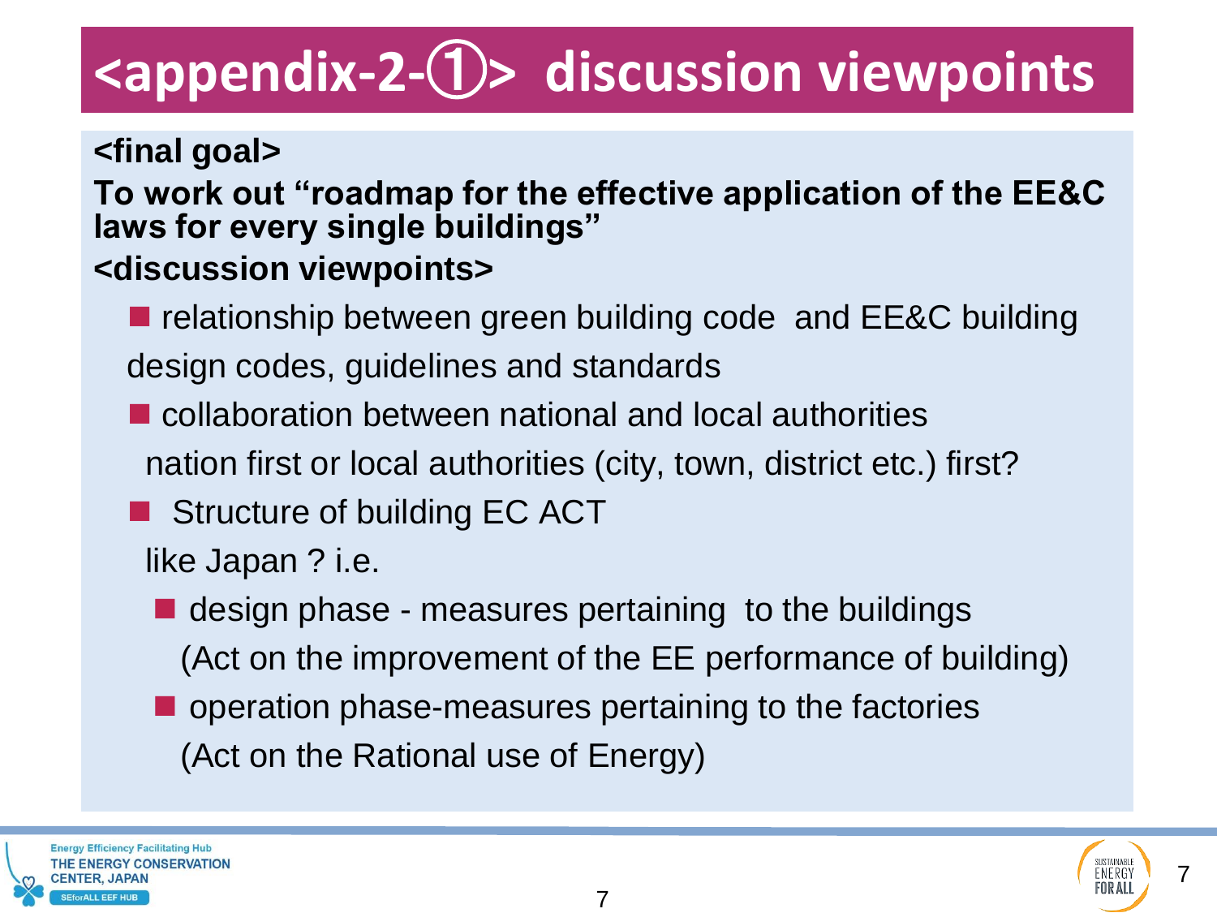# <appendix-2-①> discussion viewpoints

**<final goal>**

**To work out "roadmap for the effective application of the EE&C laws for every single buildings"**

**<discussion viewpoints>**

- relationship between green building code and EE&C building design codes, guidelines and standards
- collaboration between national and local authorities
  nation first or local authorities (city, town, district etc.) first?
- Structure of building EC ACT
  like Japan ? i.e.
  - design phase - measures pertaining to the buildings
    (Act on the improvement of the EE performance of building)
  - operation phase-measures pertaining to the factories
    (Act on the Rational use of Energy)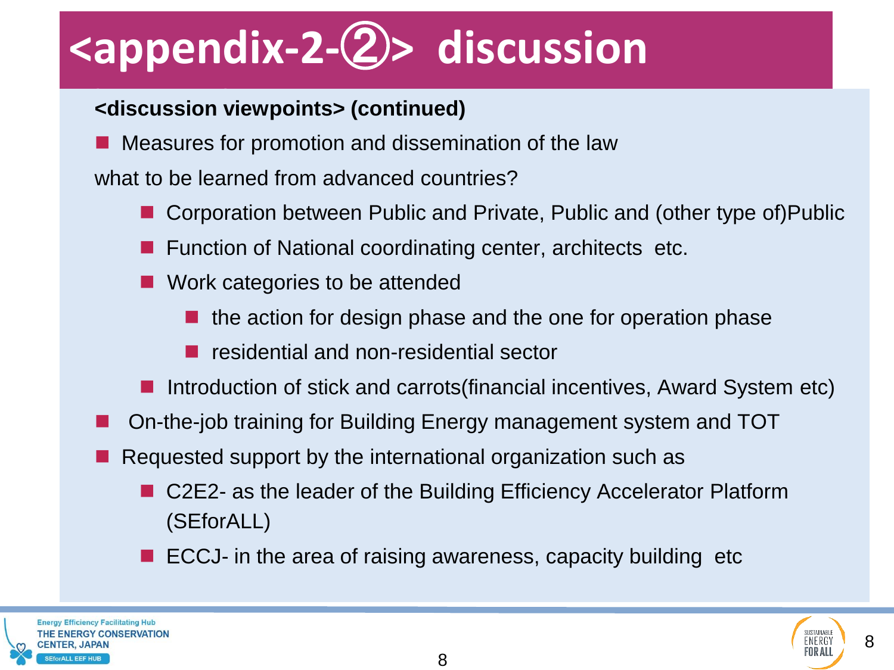# <appendix-2-②> discussion

**<discussion viewpoints> (continued)**

- Measures for promotion and dissemination of the law

what to be learned from advanced countries?

  - Corporation between Public and Private, Public and (other type of)Public
  - Function of National coordinating center, architects etc.
  - Work categories to be attended
    - the action for design phase and the one for operation phase
    - residential and non-residential sector
  - Introduction of stick and carrots(financial incentives, Award System etc)
- On-the-job training for Building Energy management system and TOT
- Requested support by the international organization such as
  - C2E2- as the leader of the Building Efficiency Accelerator Platform (SEforALL)
  - ECCJ- in the area of raising awareness, capacity building etc